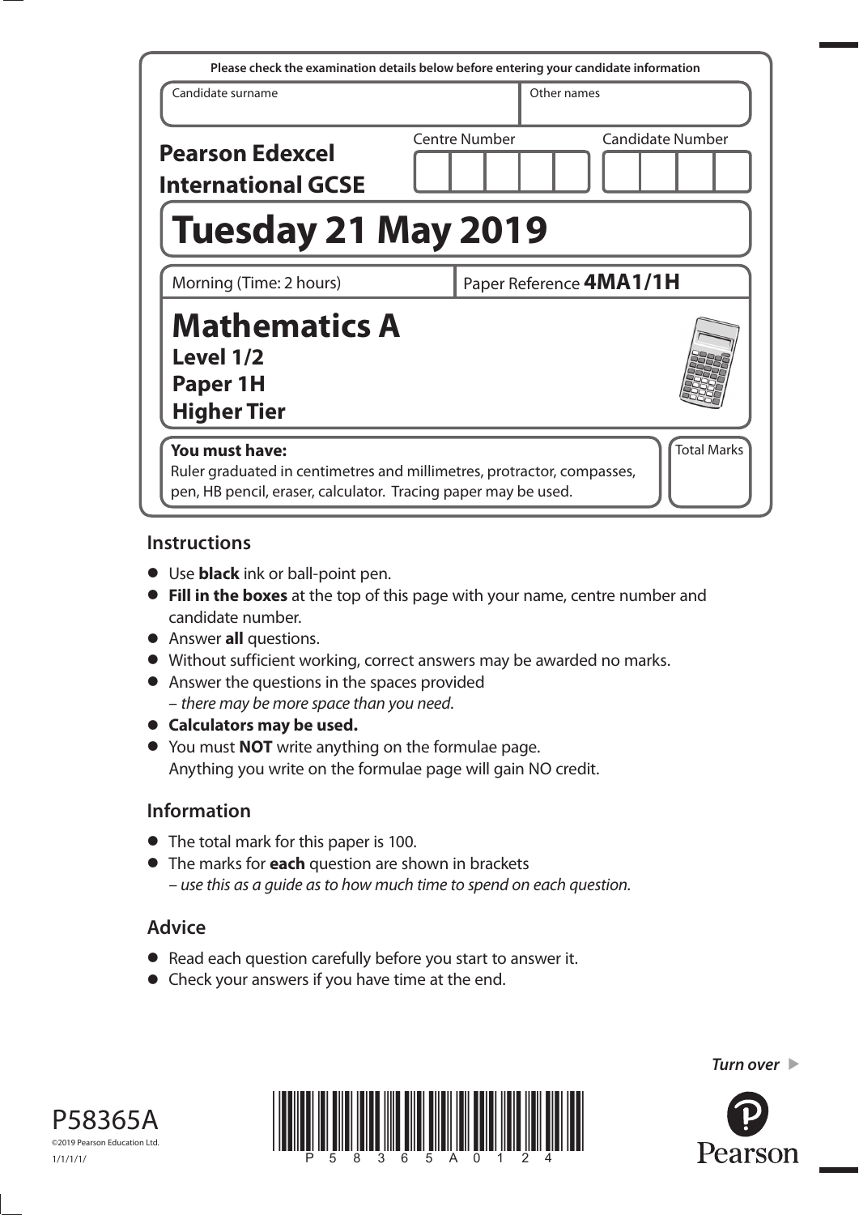Please check the examination details below before entering your candidate information

| Candidate surname | Other names |
|---|---|
| | |

**Pearson Edexcel International GCSE**

Centre Number | Candidate Number

# Tuesday 21 May 2019

| Morning (Time: 2 hours) | Paper Reference **4MA1/1H** |
|---|---|

# Mathematics A

## Level 1/2
## Paper 1H
## Higher Tier

**You must have:**
Ruler graduated in centimetres and millimetres, protractor, compasses, pen, HB pencil, eraser, calculator. Tracing paper may be used.

Total Marks

## Instructions

- Use **black** ink or ball-point pen.
- **Fill in the boxes** at the top of this page with your name, centre number and candidate number.
- Answer **all** questions.
- Without sufficient working, correct answers may be awarded no marks.
- Answer the questions in the spaces provided
  – *there may be more space than you need.*
- **Calculators may be used.**
- You must **NOT** write anything on the formulae page.
  Anything you write on the formulae page will gain NO credit.

## Information

- The total mark for this paper is 100.
- The marks for **each** question are shown in brackets
  – *use this as a guide as to how much time to spend on each question.*

## Advice

- Read each question carefully before you start to answer it.
- Check your answers if you have time at the end.

*Turn over* ▶

P58365A
©2019 Pearson Education Ltd.
1/1/1/1/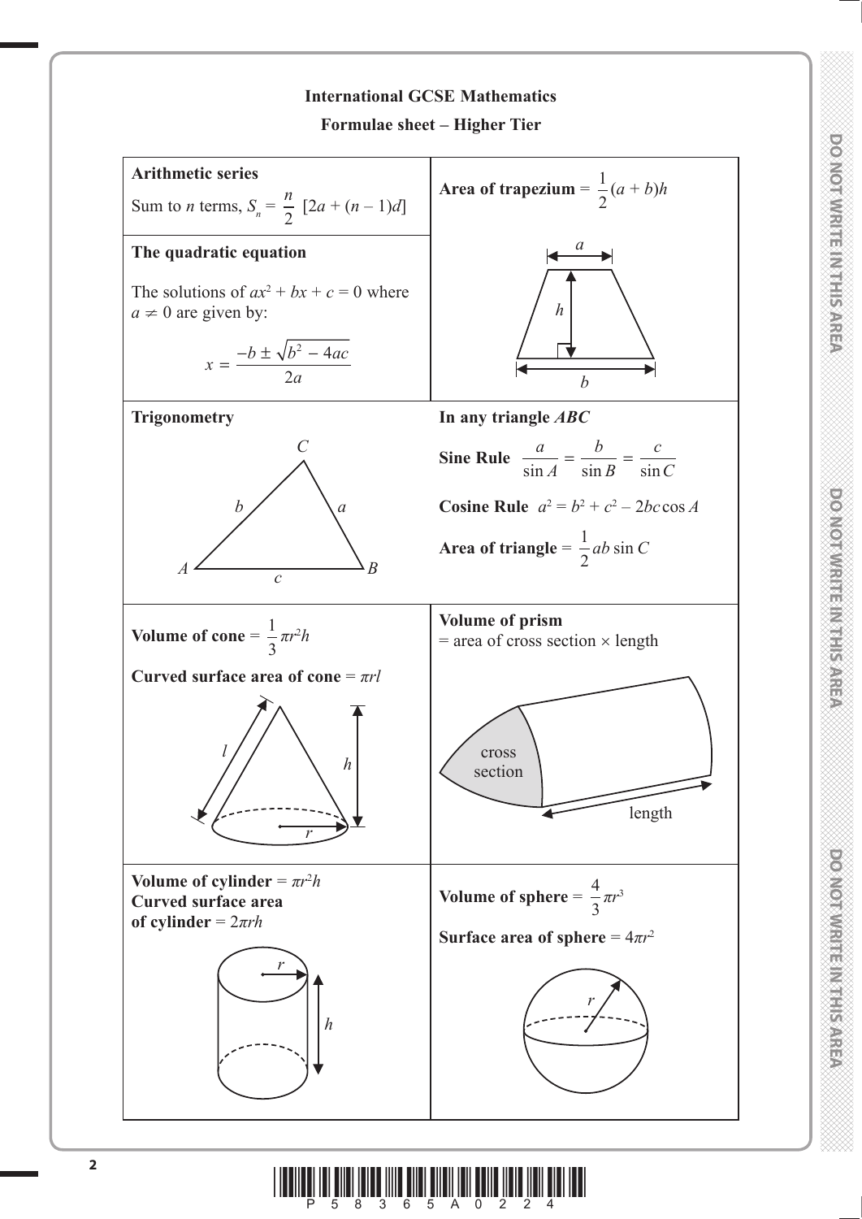# International GCSE Mathematics

## Formulae sheet – Higher Tier

**Arithmetic series**

Sum to $n$ terms, $S_n = \frac{n}{2}[2a + (n-1)d]$

**The quadratic equation**

The solutions of $ax^2 + bx + c = 0$ where $a \neq 0$ are given by:

$$x = \frac{-b \pm \sqrt{b^2 - 4ac}}{2a}$$

**Area of trapezium** $= \frac{1}{2}(a + b)h$

**Trigonometry**

**In any triangle** ***ABC***

**Sine Rule** $\frac{a}{\sin A} = \frac{b}{\sin B} = \frac{c}{\sin C}$

**Cosine Rule** $a^2 = b^2 + c^2 - 2bc\cos A$

**Area of triangle** $= \frac{1}{2}ab\sin C$

**Volume of cone** $= \frac{1}{3}\pi r^2 h$

**Curved surface area of cone** $= \pi r l$

**Volume of prism**
= area of cross section × length

**Volume of cylinder** $= \pi r^2 h$

**Curved surface area of cylinder** $= 2\pi r h$

**Volume of sphere** $= \frac{4}{3}\pi r^3$

**Surface area of sphere** $= 4\pi r^2$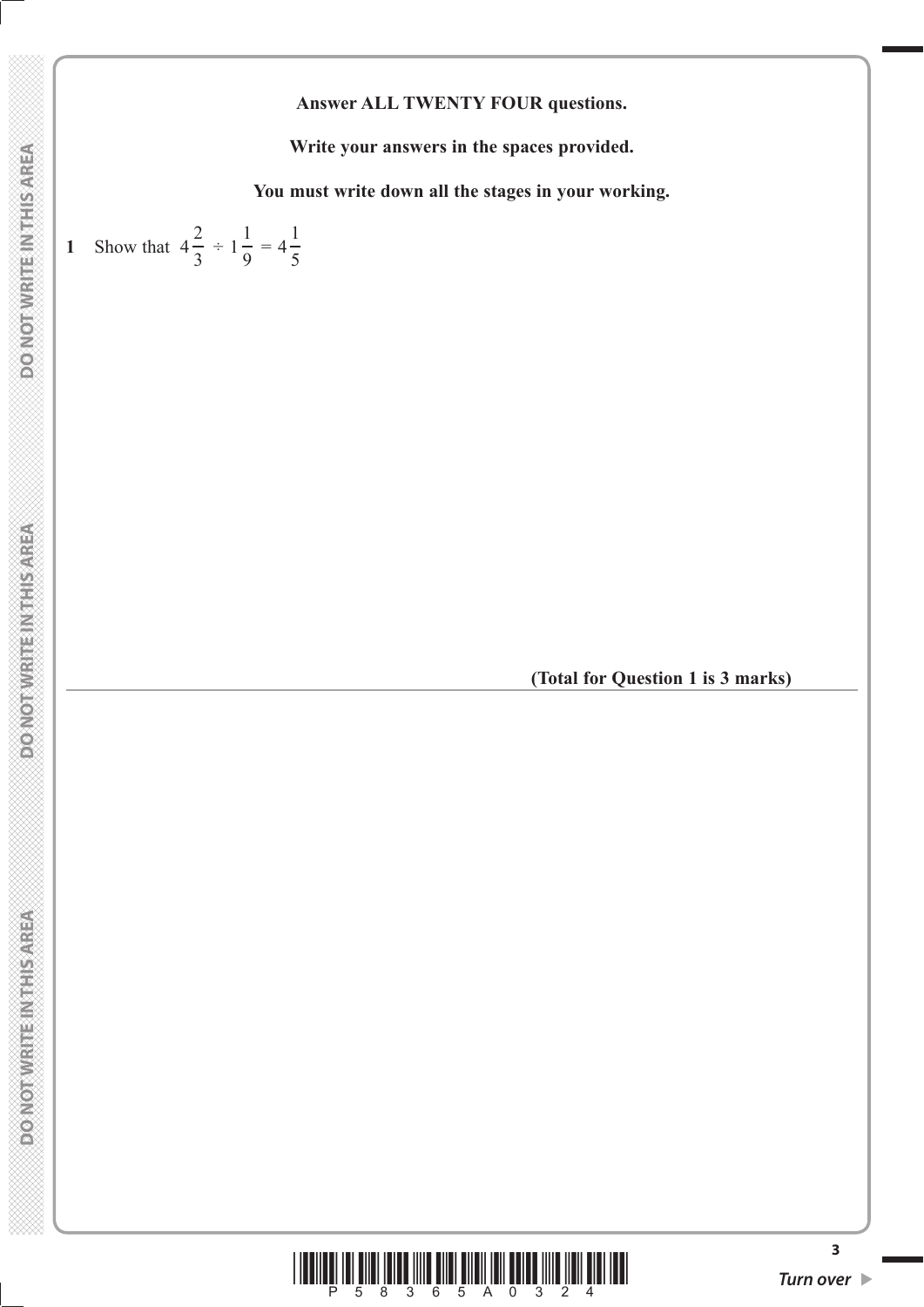**Answer ALL TWENTY FOUR questions.**

**Write your answers in the spaces provided.**

**You must write down all the stages in your working.**

**1** Show that $4\frac{2}{3} \div 1\frac{1}{9} = 4\frac{1}{5}$

**(Total for Question 1 is 3 marks)**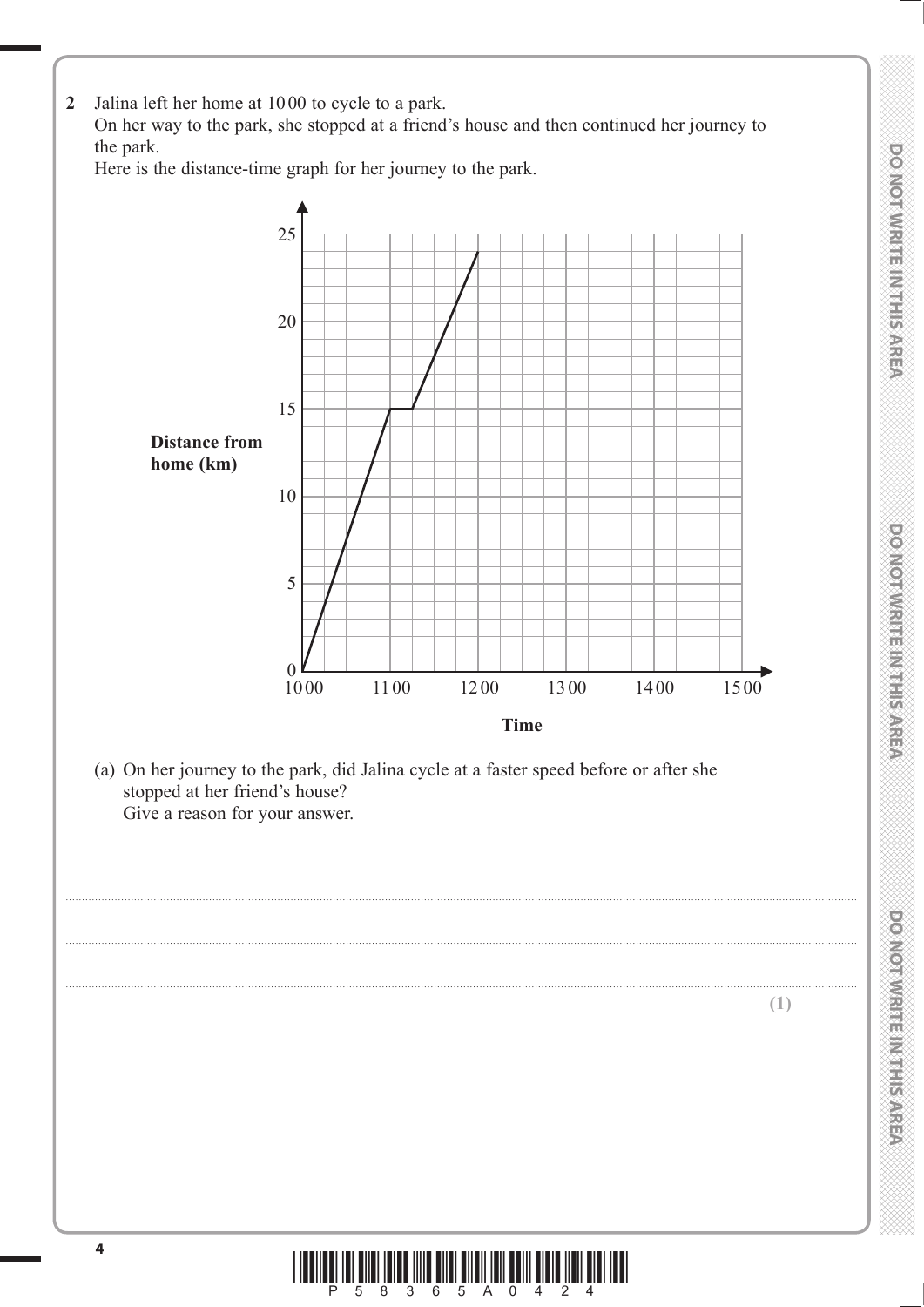**2** Jalina left her home at 10 00 to cycle to a park.
On her way to the park, she stopped at a friend's house and then continued her journey to the park.
Here is the distance-time graph for her journey to the park.

(a) On her journey to the park, did Jalina cycle at a faster speed before or after she stopped at her friend's house?
Give a reason for your answer.

.......................................................................................................................................................

.......................................................................................................................................................

.......................................................................................................................................................

**(1)**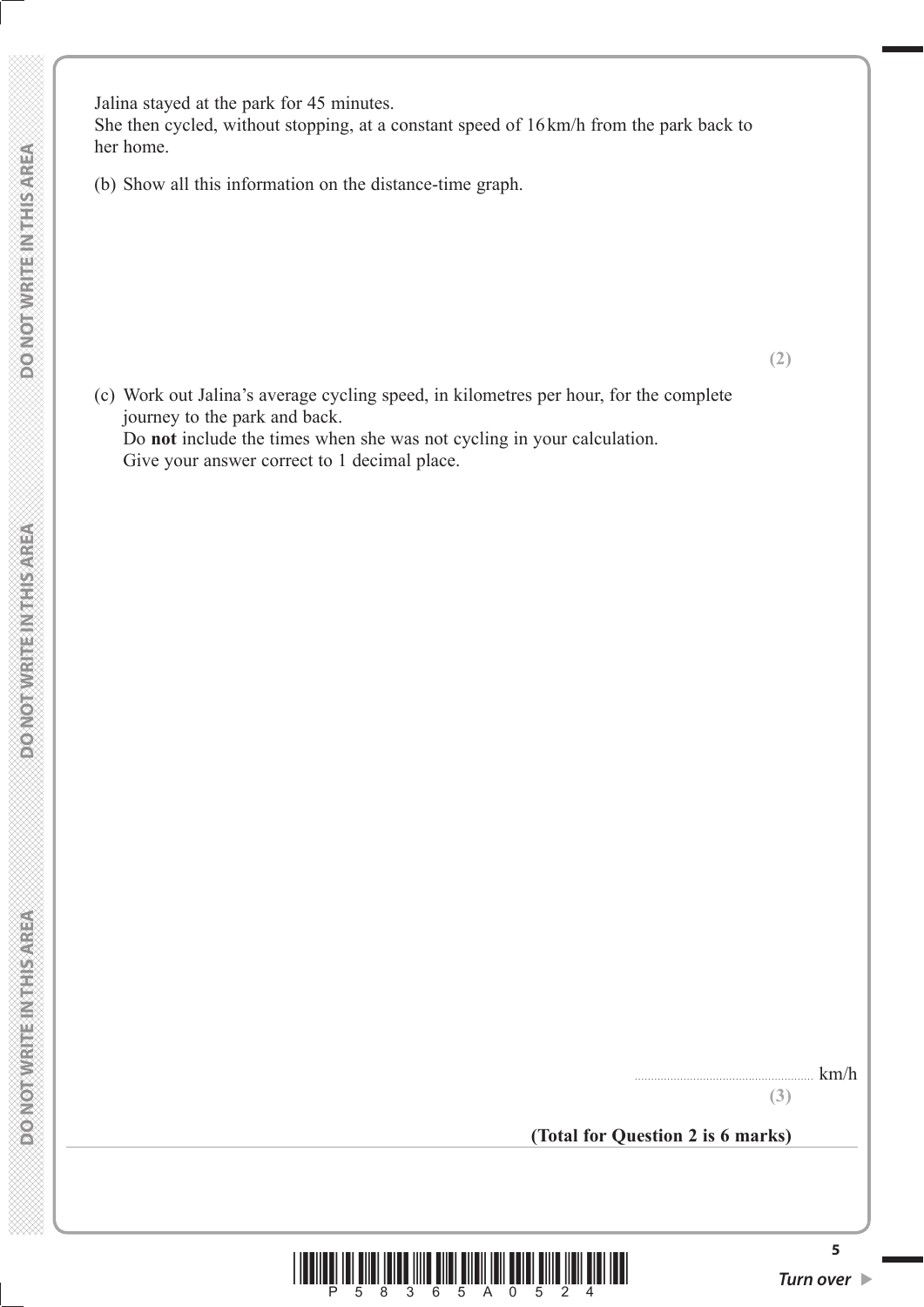Jalina stayed at the park for 45 minutes.
She then cycled, without stopping, at a constant speed of 16 km/h from the park back to her home.

(b) Show all this information on the distance-time graph.

**(2)**

(c) Work out Jalina's average cycling speed, in kilometres per hour, for the complete journey to the park and back.
Do **not** include the times when she was not cycling in your calculation.
Give your answer correct to 1 decimal place.

....................................................... km/h

**(3)**

**(Total for Question 2 is 6 marks)**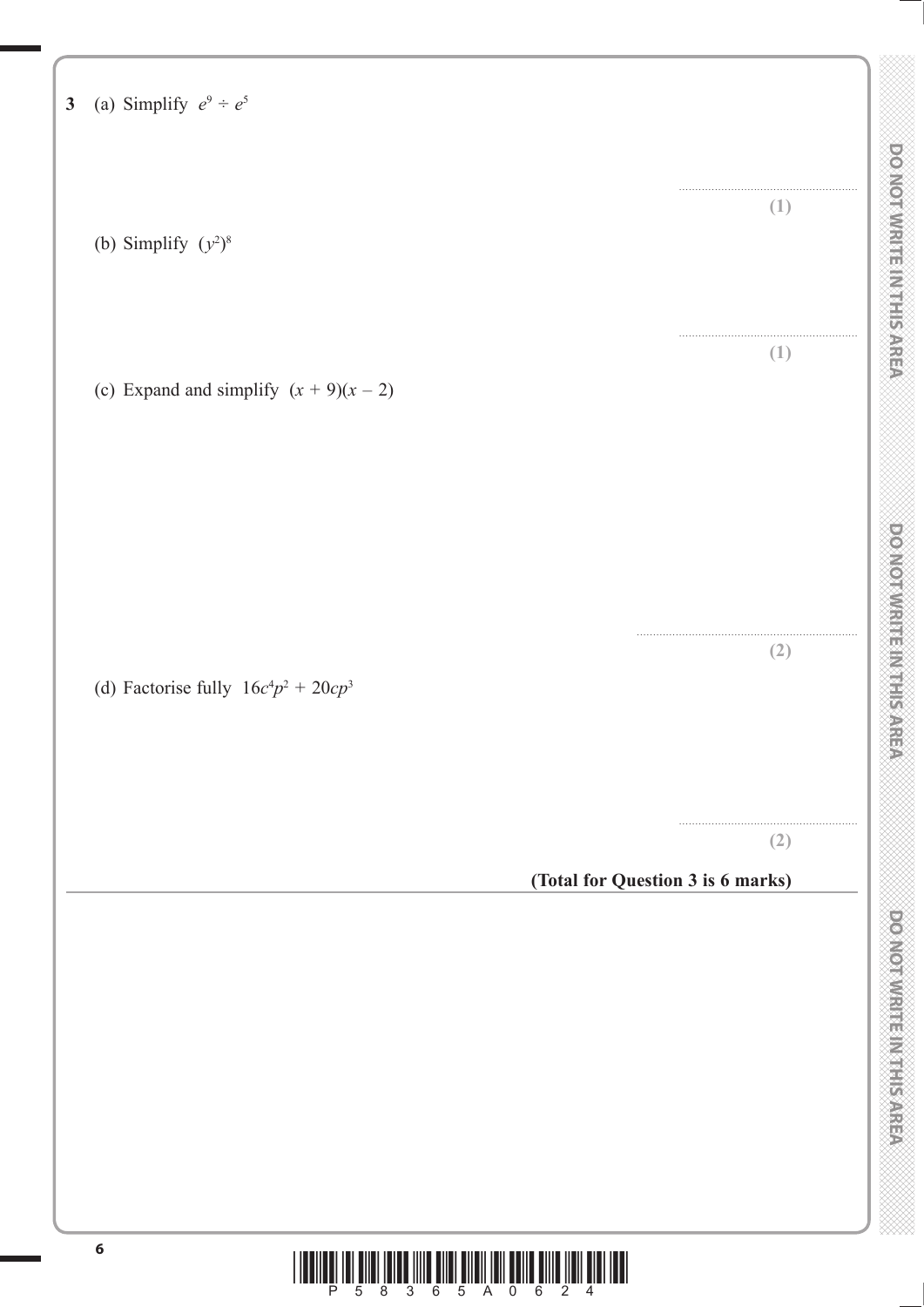**3** (a) Simplify $e^9 \div e^5$

..........................................................

**(1)**

(b) Simplify $(y^2)^8$

..........................................................

**(1)**

(c) Expand and simplify $(x + 9)(x - 2)$

..........................................................

**(2)**

(d) Factorise fully $16c^4p^2 + 20cp^3$

..........................................................

**(2)**

**(Total for Question 3 is 6 marks)**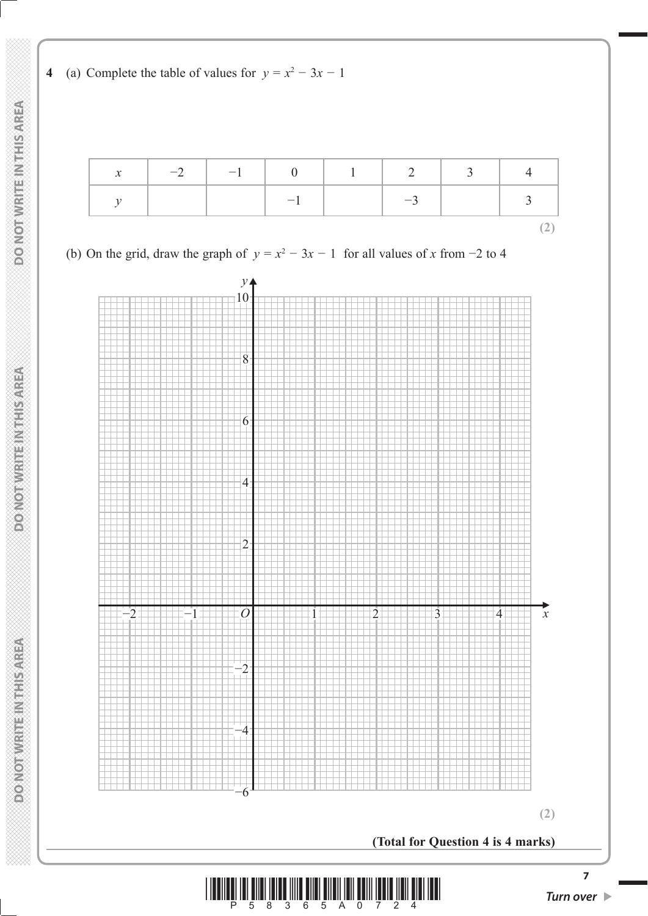**4** (a) Complete the table of values for $y = x^2 - 3x - 1$

| $x$ | $-2$ | $-1$ | $0$ | $1$ | $2$ | $3$ | $4$ |
|---|---|---|---|---|---|---|---|
| $y$ | | | $-1$ | | $-3$ | | $3$ |

**(2)**

(b) On the grid, draw the graph of $y = x^2 - 3x - 1$ for all values of $x$ from $-2$ to $4$

**(2)**

**(Total for Question 4 is 4 marks)**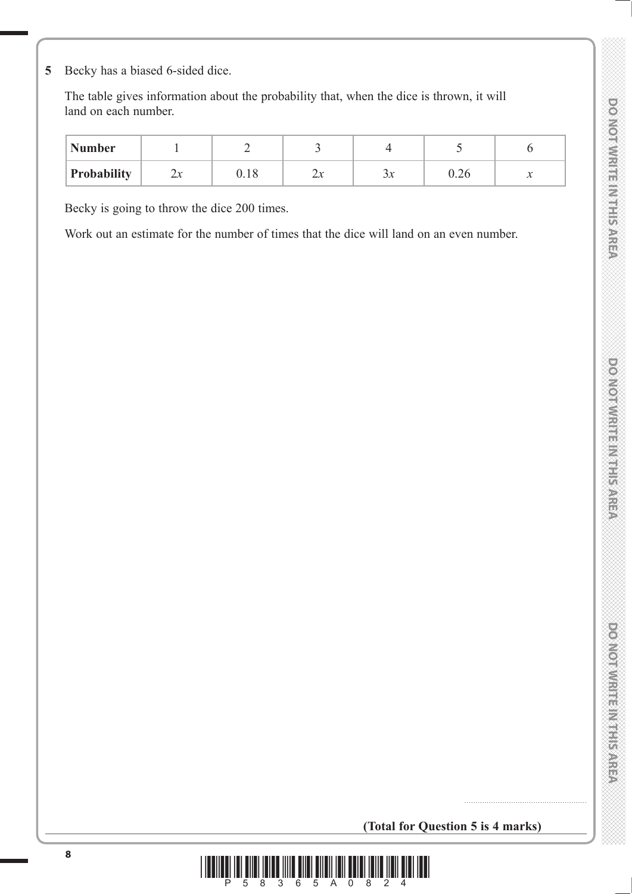**5** Becky has a biased 6-sided dice.

The table gives information about the probability that, when the dice is thrown, it will land on each number.

| Number | 1 | 2 | 3 | 4 | 5 | 6 |
|---|---|---|---|---|---|---|
| Probability | $2x$ | 0.18 | $2x$ | $3x$ | 0.26 | $x$ |

Becky is going to throw the dice 200 times.

Work out an estimate for the number of times that the dice will land on an even number.

.......................................................

**(Total for Question 5 is 4 marks)**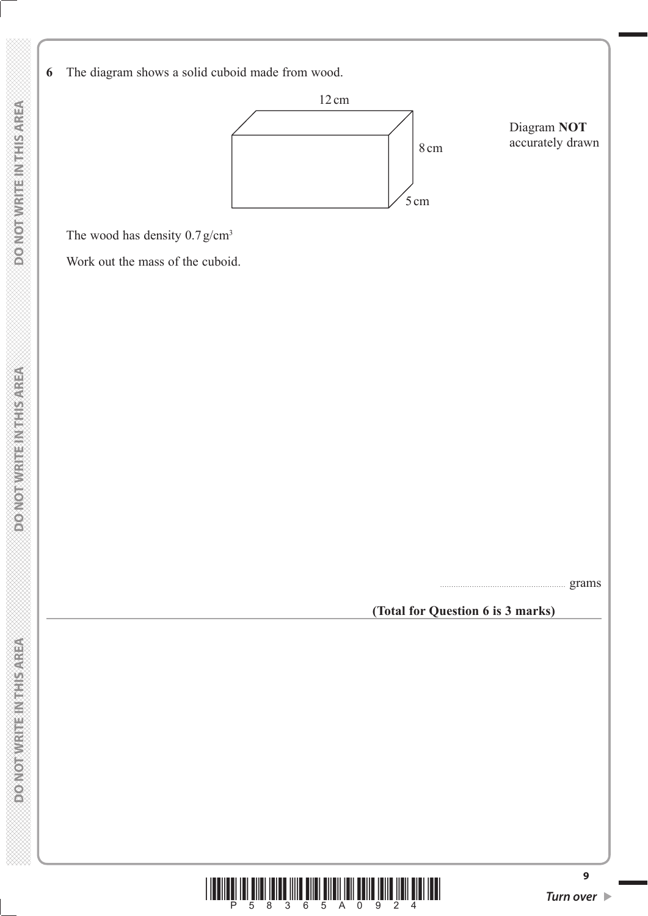**6** The diagram shows a solid cuboid made from wood.

12 cm

8 cm

5 cm

Diagram **NOT** accurately drawn

The wood has density $0.7\,g/cm^3$

Work out the mass of the cuboid.

.......................................................... grams

**(Total for Question 6 is 3 marks)**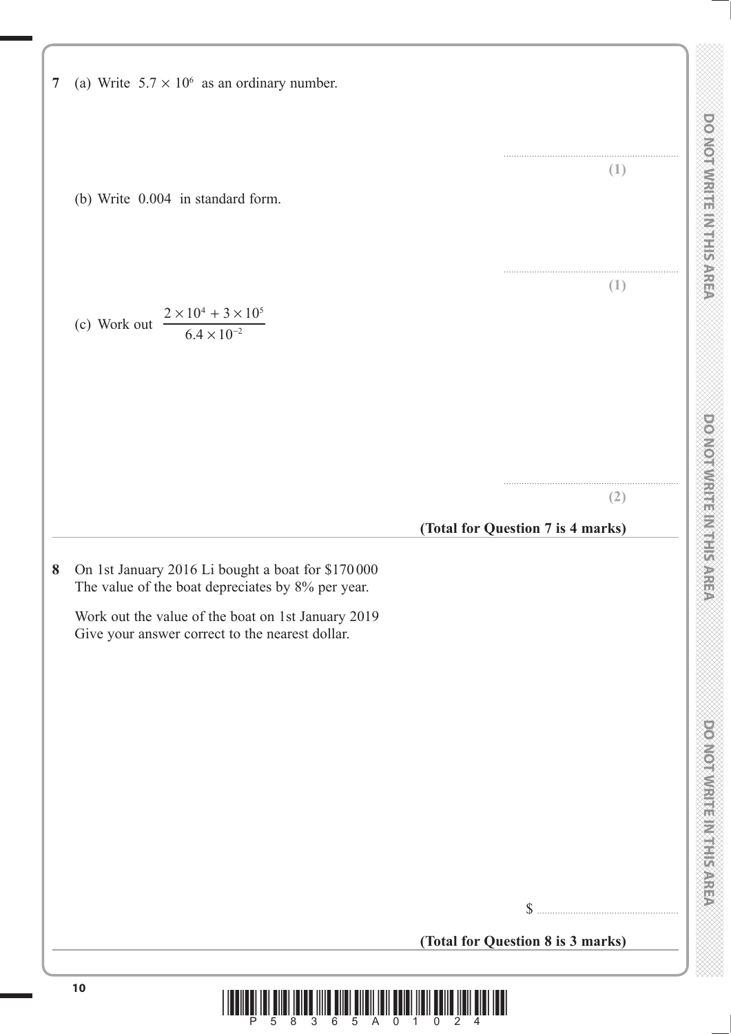**7** (a) Write $5.7 \times 10^6$ as an ordinary number.

..............................................................

**(1)**

(b) Write 0.004 in standard form.

..............................................................

**(1)**

(c) Work out $\dfrac{2 \times 10^4 + 3 \times 10^5}{6.4 \times 10^{-2}}$

..............................................................

**(2)**

**(Total for Question 7 is 4 marks)**

---

**8** On 1st January 2016 Li bought a boat for \$170 000
The value of the boat depreciates by 8% per year.

Work out the value of the boat on 1st January 2019
Give your answer correct to the nearest dollar.

\$ ..............................................................

**(Total for Question 8 is 3 marks)**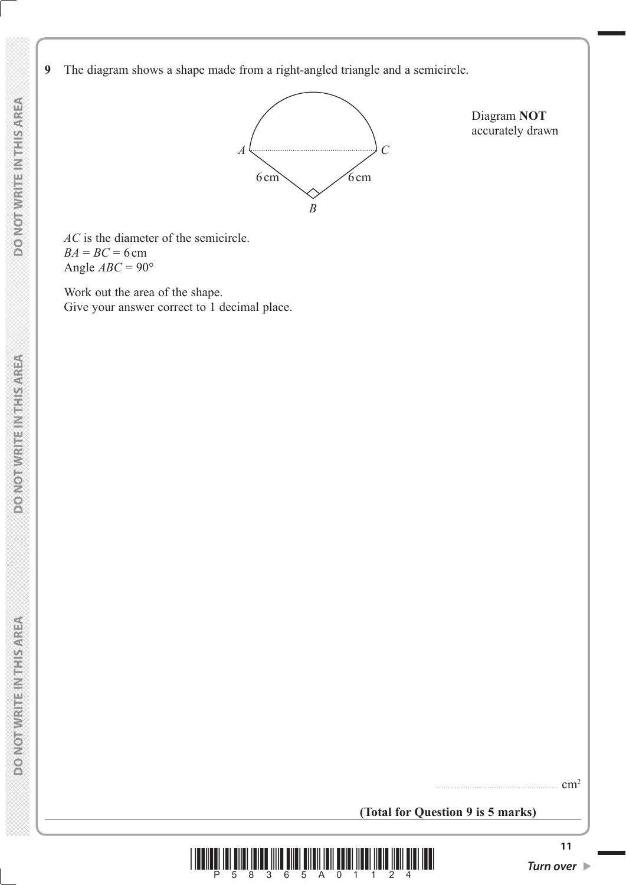**9** The diagram shows a shape made from a right-angled triangle and a semicircle.

Diagram **NOT** accurately drawn

$A$ $C$

6 cm 6 cm

$B$

$AC$ is the diameter of the semicircle.
$BA = BC = 6$ cm
Angle $ABC = 90°$

Work out the area of the shape.
Give your answer correct to 1 decimal place.

.......................................................... cm$^2$

**(Total for Question 9 is 5 marks)**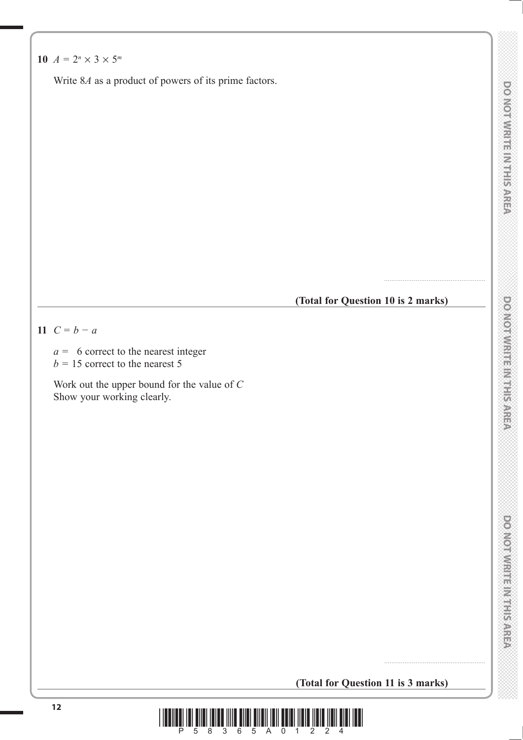**10** $A = 2^n \times 3 \times 5^m$

Write $8A$ as a product of powers of its prime factors.

.......................................................

**(Total for Question 10 is 2 marks)**

---

**11** $C = b - a$

$a = 6$ correct to the nearest integer
$b = 15$ correct to the nearest 5

Work out the upper bound for the value of $C$
Show your working clearly.

.......................................................

**(Total for Question 11 is 3 marks)**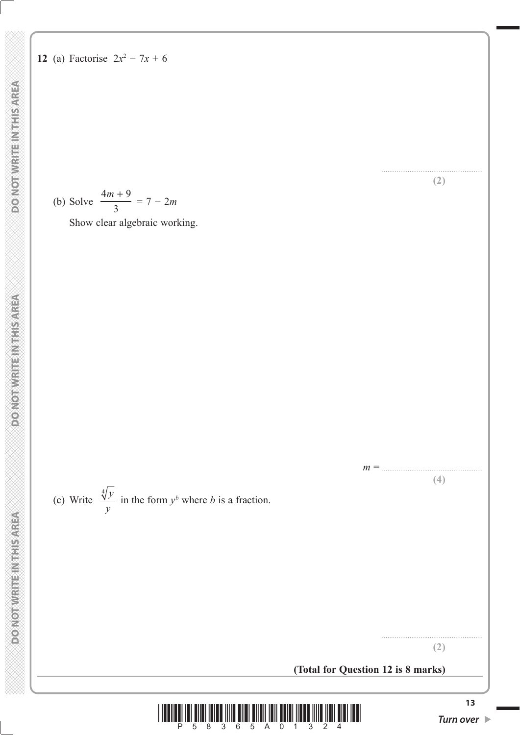**12** (a) Factorise $2x^2 - 7x + 6$

..............................................................
**(2)**

(b) Solve $\dfrac{4m + 9}{3} = 7 - 2m$

Show clear algebraic working.

$m =$ ..............................................................
**(4)**

(c) Write $\dfrac{\sqrt[4]{y}}{y}$ in the form $y^b$ where $b$ is a fraction.

..............................................................
**(2)**

**(Total for Question 12 is 8 marks)**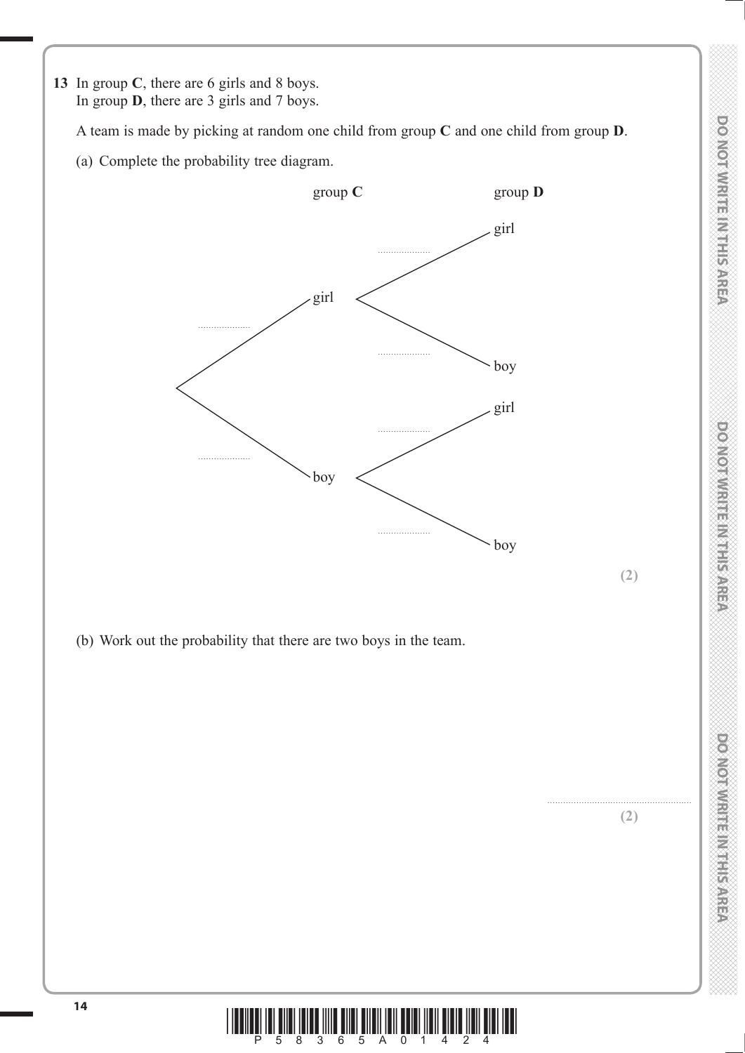**13** In group **C**, there are 6 girls and 8 boys.
In group **D**, there are 3 girls and 7 boys.

A team is made by picking at random one child from group **C** and one child from group **D**.

(a) Complete the probability tree diagram.

group **C** — group **D**

- ........ girl
  - ........ girl
  - ........ boy
- ........ boy
  - ........ girl
  - ........ boy

**(2)**

(b) Work out the probability that there are two boys in the team.

.......................................................

**(2)**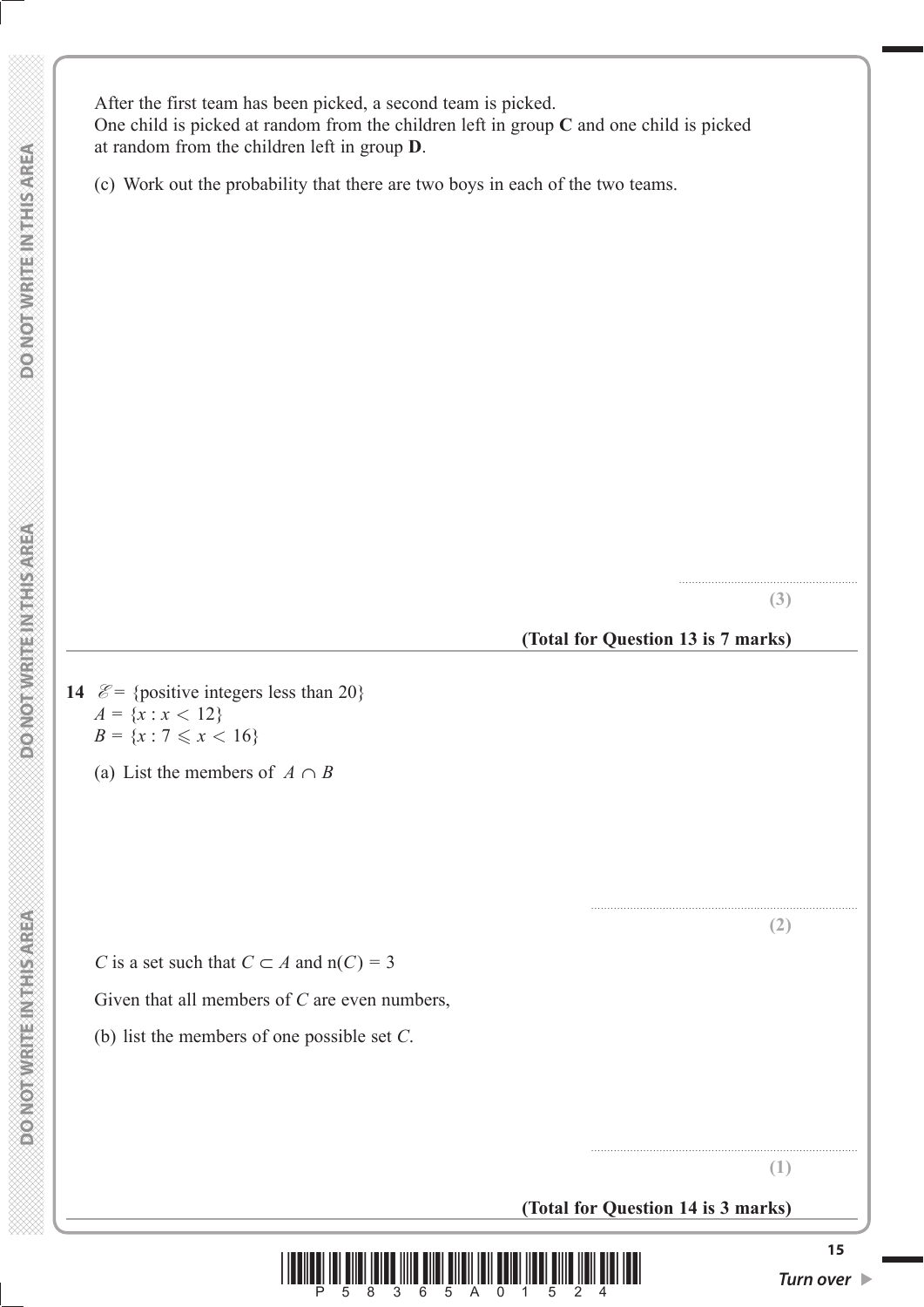After the first team has been picked, a second team is picked.
One child is picked at random from the children left in group **C** and one child is picked at random from the children left in group **D**.

(c) Work out the probability that there are two boys in each of the two teams.

.......................................................
**(3)**

**(Total for Question 13 is 7 marks)**

---

**14** $\mathscr{E}$ = {positive integers less than 20}
$A = \{x : x < 12\}$
$B = \{x : 7 \leqslant x < 16\}$

(a) List the members of $A \cap B$

.......................................................
**(2)**

$C$ is a set such that $C \subset A$ and $n(C) = 3$

Given that all members of $C$ are even numbers,

(b) list the members of one possible set $C$.

.......................................................
**(1)**

**(Total for Question 14 is 3 marks)**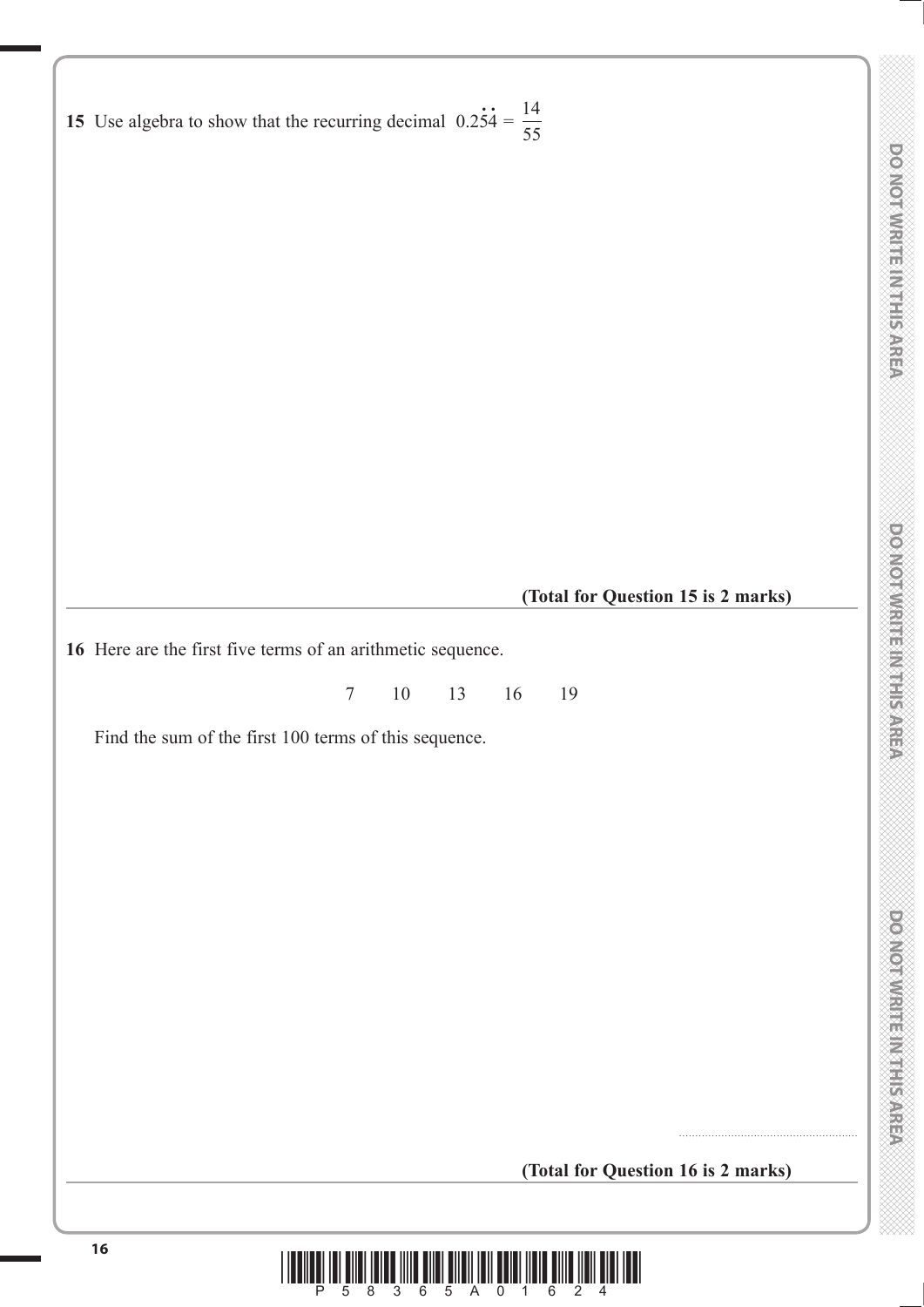**15** Use algebra to show that the recurring decimal $0.2\dot{5}\dot{4} = \frac{14}{55}$

**(Total for Question 15 is 2 marks)**

---

**16** Here are the first five terms of an arithmetic sequence.

7     10     13     16     19

Find the sum of the first 100 terms of this sequence.

.......................................................

**(Total for Question 16 is 2 marks)**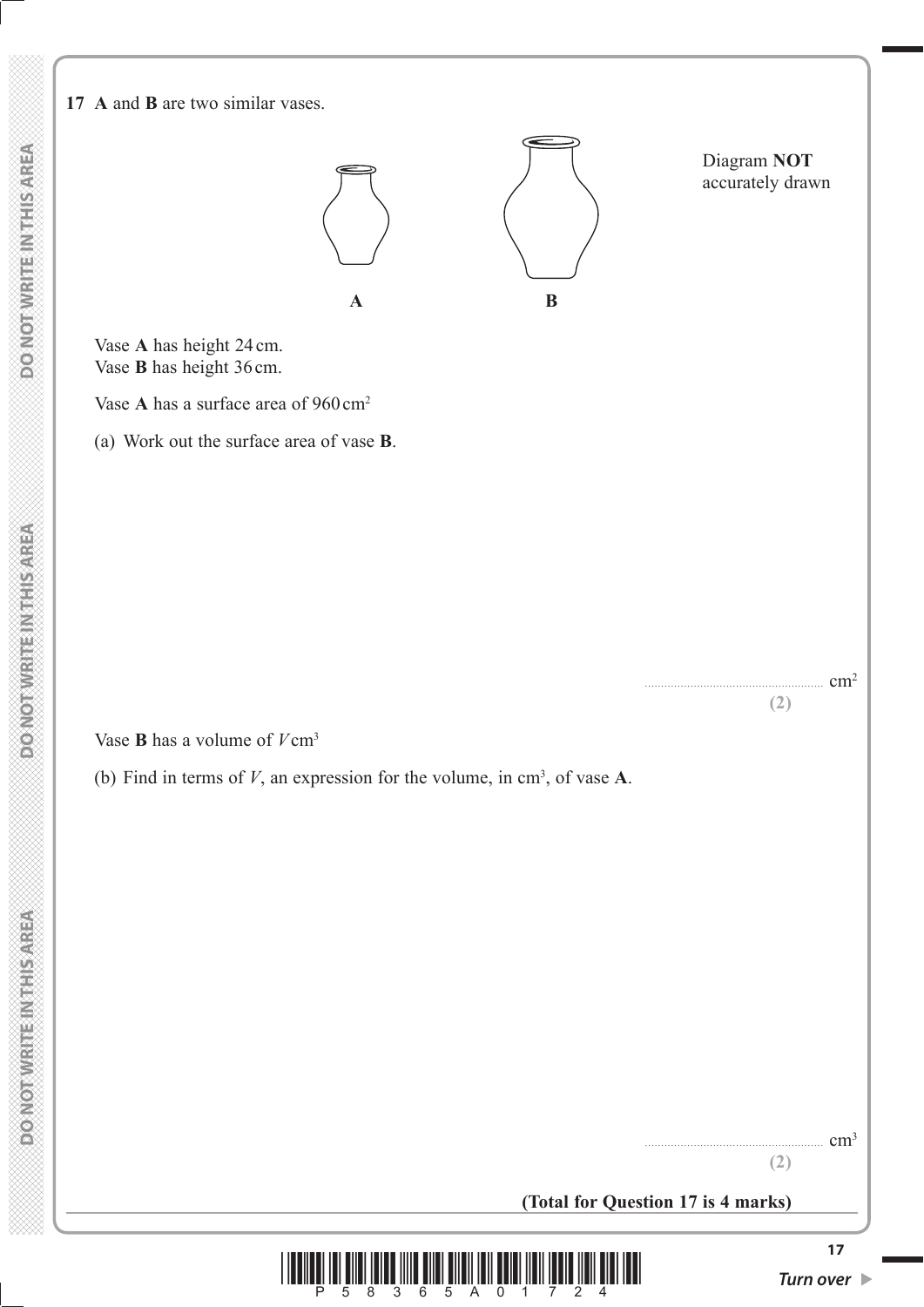**17** **A** and **B** are two similar vases.

Diagram **NOT** accurately drawn

**A** **B**

Vase **A** has height 24 cm.
Vase **B** has height 36 cm.

Vase **A** has a surface area of 960 cm$^2$

(a) Work out the surface area of vase **B**.

.................................................. cm$^2$

**(2)**

Vase **B** has a volume of $V$ cm$^3$

(b) Find in terms of $V$, an expression for the volume, in cm$^3$, of vase **A**.

.................................................. cm$^3$

**(2)**

**(Total for Question 17 is 4 marks)**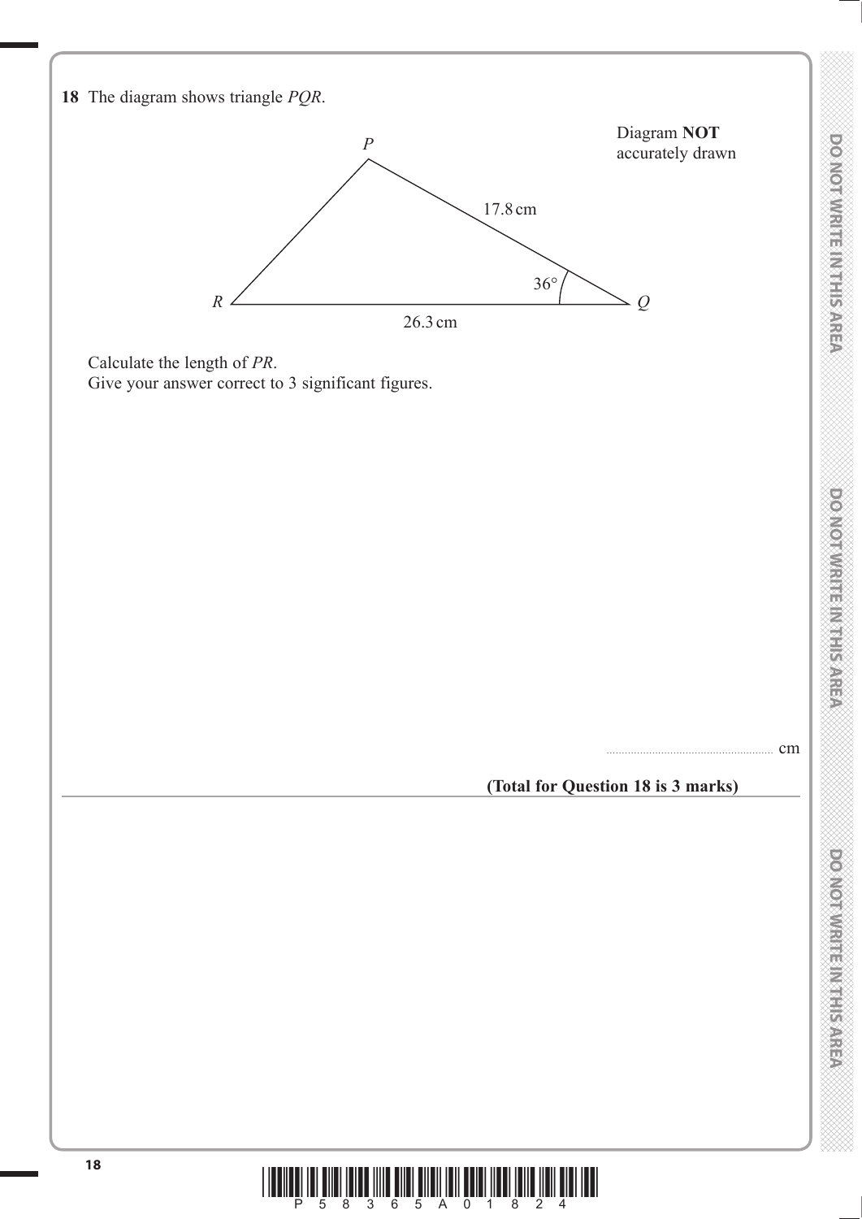**18** The diagram shows triangle $PQR$.

Diagram **NOT** accurately drawn

$P$, $Q$, $R$

17.8 cm

36°

26.3 cm

Calculate the length of $PR$.
Give your answer correct to 3 significant figures.

....................................................... cm

**(Total for Question 18 is 3 marks)**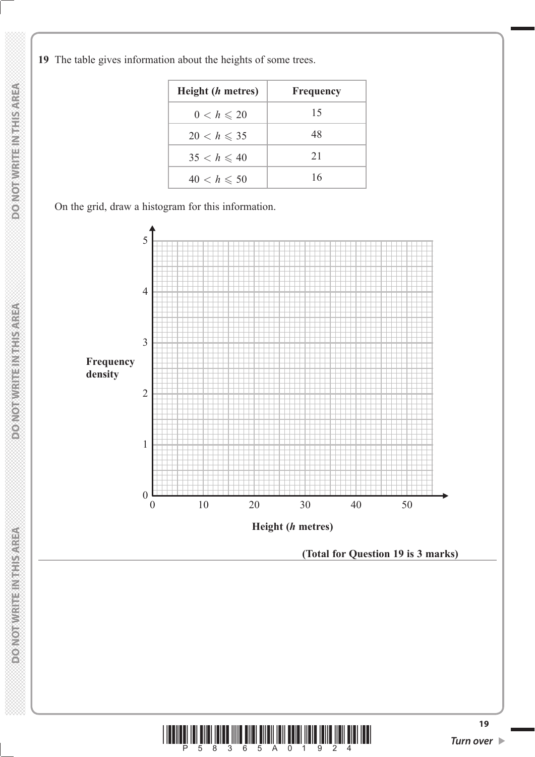**19** The table gives information about the heights of some trees.

| Height ($h$ metres) | Frequency |
|---|---|
| $0 < h \leqslant 20$ | 15 |
| $20 < h \leqslant 35$ | 48 |
| $35 < h \leqslant 40$ | 21 |
| $40 < h \leqslant 50$ | 16 |

On the grid, draw a histogram for this information.

Frequency density (axis 0 to 5)

Height ($h$ metres) (axis 0 to 50)

**(Total for Question 19 is 3 marks)**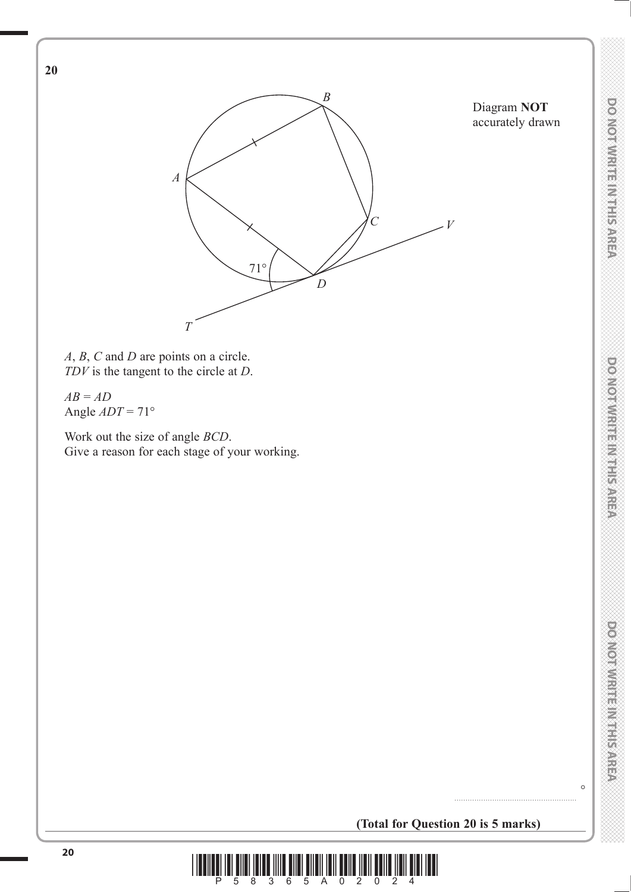**20**

Diagram **NOT** accurately drawn

$A$, $B$, $C$ and $D$ are points on a circle.
$TDV$ is the tangent to the circle at $D$.

$AB = AD$
Angle $ADT = 71°$

Work out the size of angle $BCD$.
Give a reason for each stage of your working.

..................................................... °

**(Total for Question 20 is 5 marks)**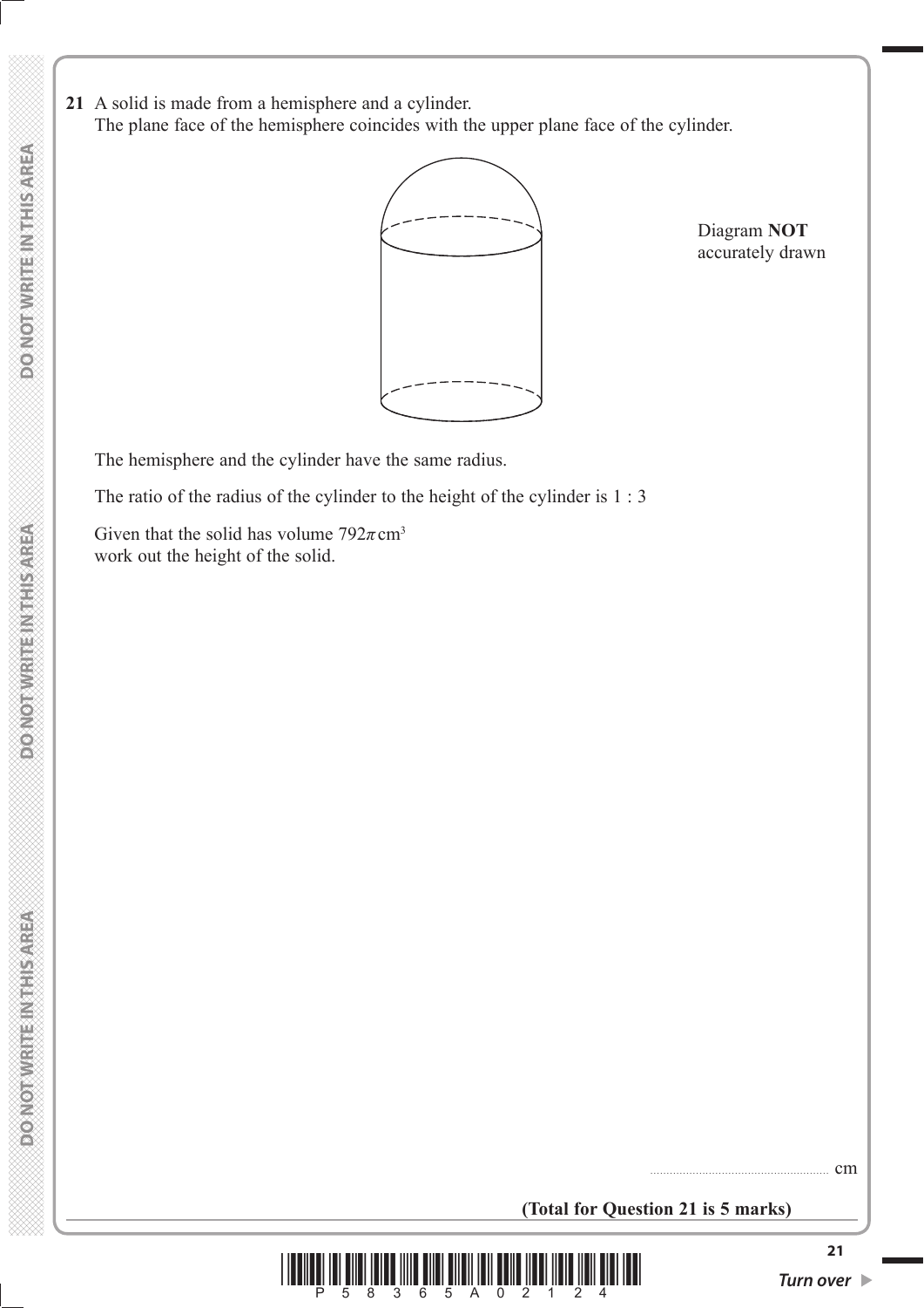**21** A solid is made from a hemisphere and a cylinder.
The plane face of the hemisphere coincides with the upper plane face of the cylinder.

Diagram **NOT** accurately drawn

The hemisphere and the cylinder have the same radius.

The ratio of the radius of the cylinder to the height of the cylinder is 1 : 3

Given that the solid has volume $792\pi\,\text{cm}^3$
work out the height of the solid.

...................................................... cm

**(Total for Question 21 is 5 marks)**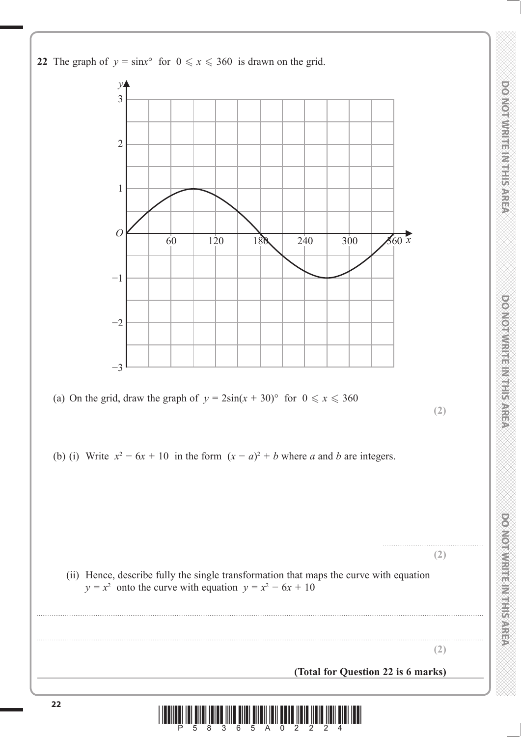**22** The graph of $y = \sin x°$ for $0 \leqslant x \leqslant 360$ is drawn on the grid.

(a) On the grid, draw the graph of $y = 2\sin(x + 30)°$ for $0 \leqslant x \leqslant 360$

**(2)**

(b) (i) Write $x^2 - 6x + 10$ in the form $(x - a)^2 + b$ where $a$ and $b$ are integers.

..............................................

**(2)**

(ii) Hence, describe fully the single transformation that maps the curve with equation $y = x^2$ onto the curve with equation $y = x^2 - 6x + 10$

..............................................................................................................................................

..............................................................................................................................................

**(2)**

**(Total for Question 22 is 6 marks)**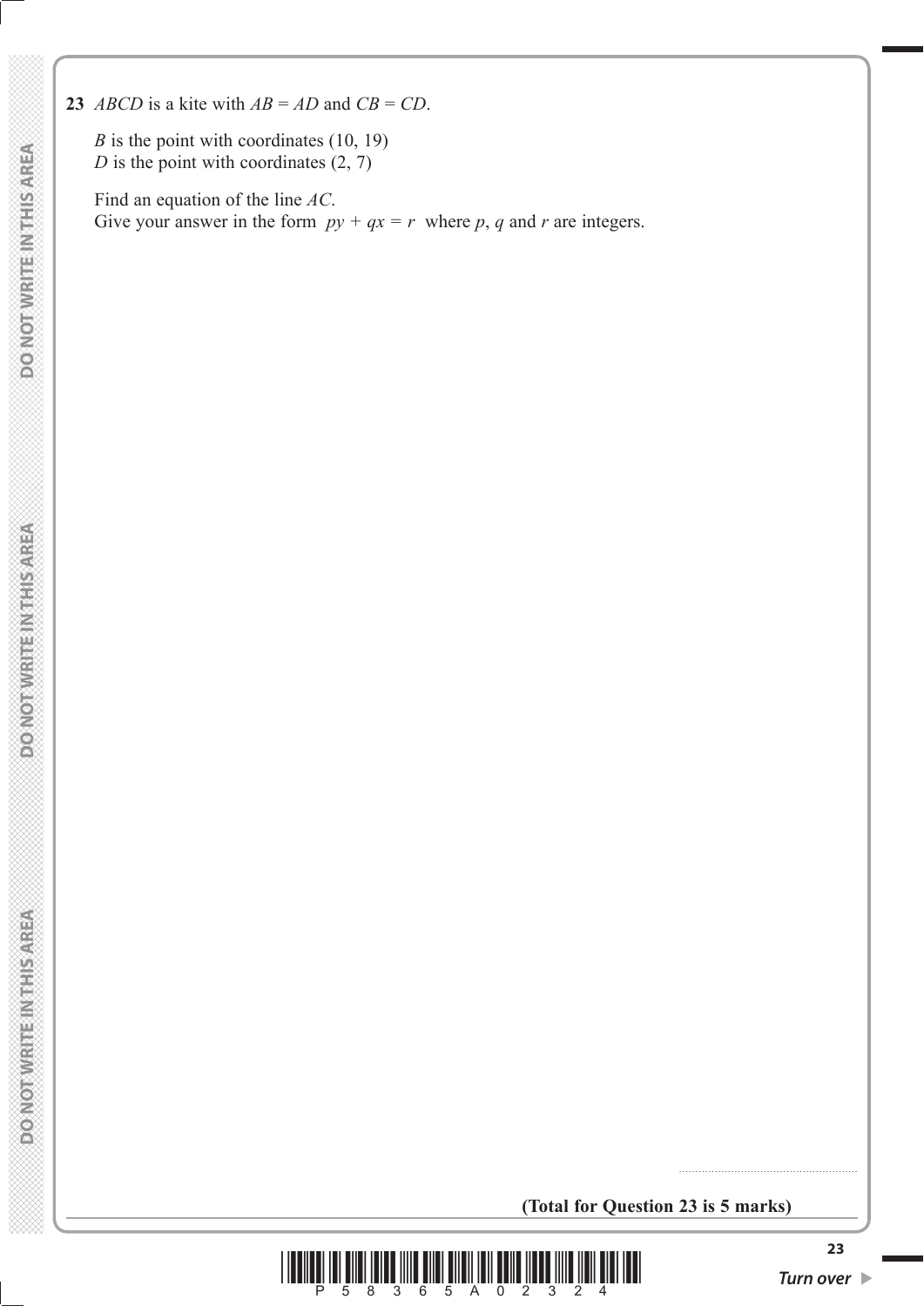**23** $ABCD$ is a kite with $AB = AD$ and $CB = CD$.

$B$ is the point with coordinates (10, 19)
$D$ is the point with coordinates (2, 7)

Find an equation of the line $AC$.
Give your answer in the form $py + qx = r$ where $p$, $q$ and $r$ are integers.

.......................................................

**(Total for Question 23 is 5 marks)**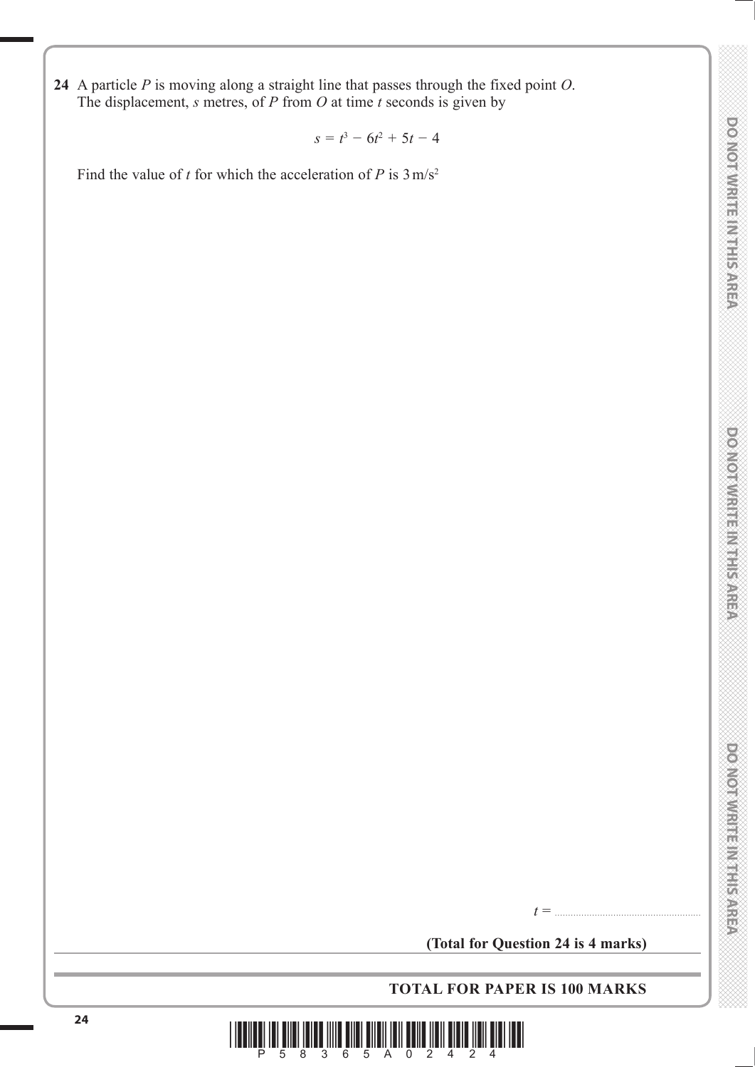**24** A particle $P$ is moving along a straight line that passes through the fixed point $O$.
The displacement, $s$ metres, of $P$ from $O$ at time $t$ seconds is given by

$$s = t^3 - 6t^2 + 5t - 4$$

Find the value of $t$ for which the acceleration of $P$ is $3\,\text{m/s}^2$

$t =$ ......................................................

**(Total for Question 24 is 4 marks)**

**TOTAL FOR PAPER IS 100 MARKS**